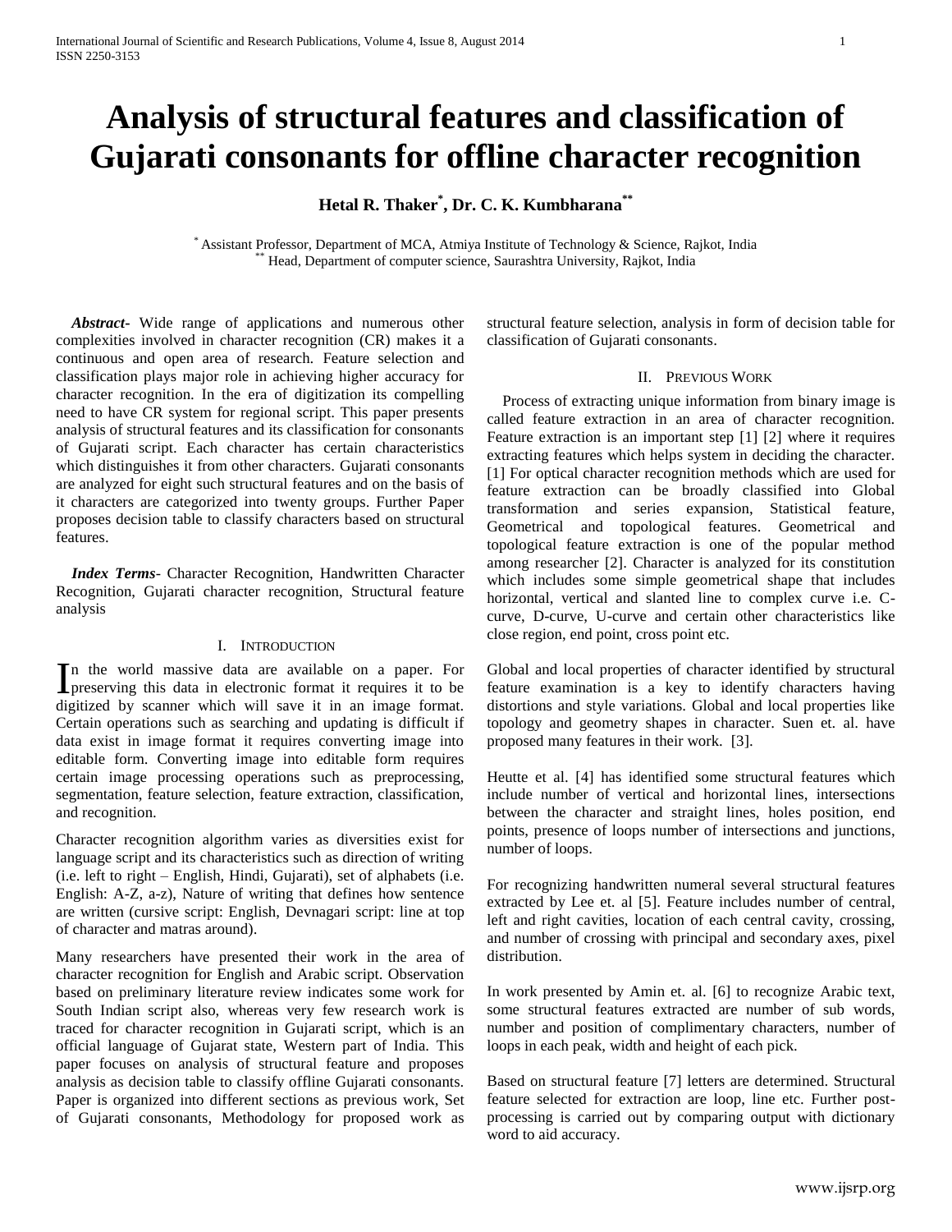# Analysis of structural features and classification of Gujarati consonants for offline character recognition

**Hetal R. Thaker[*], Dr. C. K. Kumbharana[**]**

[*] Assistant Professor, Department of MCA, Atmiya Institute of Technology & Science, Rajkot, India
[**] Head, Department of computer science, Saurashtra University, Rajkot, India

***Abstract***- Wide range of applications and numerous other complexities involved in character recognition (CR) makes it a continuous and open area of research. Feature selection and classification plays major role in achieving higher accuracy for character recognition. In the era of digitization its compelling need to have CR system for regional script. This paper presents analysis of structural features and its classification for consonants of Gujarati script. Each character has certain characteristics which distinguishes it from other characters. Gujarati consonants are analyzed for eight such structural features and on the basis of it characters are categorized into twenty groups. Further Paper proposes decision table to classify characters based on structural features.

***Index Terms***- Character Recognition, Handwritten Character Recognition, Gujarati character recognition, Structural feature analysis

## I. Introduction

In the world massive data are available on a paper. For preserving this data in electronic format it requires it to be digitized by scanner which will save it in an image format. Certain operations such as searching and updating is difficult if data exist in image format it requires converting image into editable form. Converting image into editable form requires certain image processing operations such as preprocessing, segmentation, feature selection, feature extraction, classification, and recognition.

Character recognition algorithm varies as diversities exist for language script and its characteristics such as direction of writing (i.e. left to right – English, Hindi, Gujarati), set of alphabets (i.e. English: A-Z, a-z), Nature of writing that defines how sentence are written (cursive script: English, Devnagari script: line at top of character and matras around).

Many researchers have presented their work in the area of character recognition for English and Arabic script. Observation based on preliminary literature review indicates some work for South Indian script also, whereas very few research work is traced for character recognition in Gujarati script, which is an official language of Gujarat state, Western part of India. This paper focuses on analysis of structural feature and proposes analysis as decision table to classify offline Gujarati consonants. Paper is organized into different sections as previous work, Set of Gujarati consonants, Methodology for proposed work as structural feature selection, analysis in form of decision table for classification of Gujarati consonants.

## II. Previous Work

Process of extracting unique information from binary image is called feature extraction in an area of character recognition. Feature extraction is an important step [1] [2] where it requires extracting features which helps system in deciding the character. [1] For optical character recognition methods which are used for feature extraction can be broadly classified into Global transformation and series expansion, Statistical feature, Geometrical and topological features. Geometrical and topological feature extraction is one of the popular method among researcher [2]. Character is analyzed for its constitution which includes some simple geometrical shape that includes horizontal, vertical and slanted line to complex curve i.e. C-curve, D-curve, U-curve and certain other characteristics like close region, end point, cross point etc.

Global and local properties of character identified by structural feature examination is a key to identify characters having distortions and style variations. Global and local properties like topology and geometry shapes in character. Suen et. al. have proposed many features in their work. [3].

Heutte et al. [4] has identified some structural features which include number of vertical and horizontal lines, intersections between the character and straight lines, holes position, end points, presence of loops number of intersections and junctions, number of loops.

For recognizing handwritten numeral several structural features extracted by Lee et. al [5]. Feature includes number of central, left and right cavities, location of each central cavity, crossing, and number of crossing with principal and secondary axes, pixel distribution.

In work presented by Amin et. al. [6] to recognize Arabic text, some structural features extracted are number of sub words, number and position of complimentary characters, number of loops in each peak, width and height of each pick.

Based on structural feature [7] letters are determined. Structural feature selected for extraction are loop, line etc. Further post-processing is carried out by comparing output with dictionary word to aid accuracy.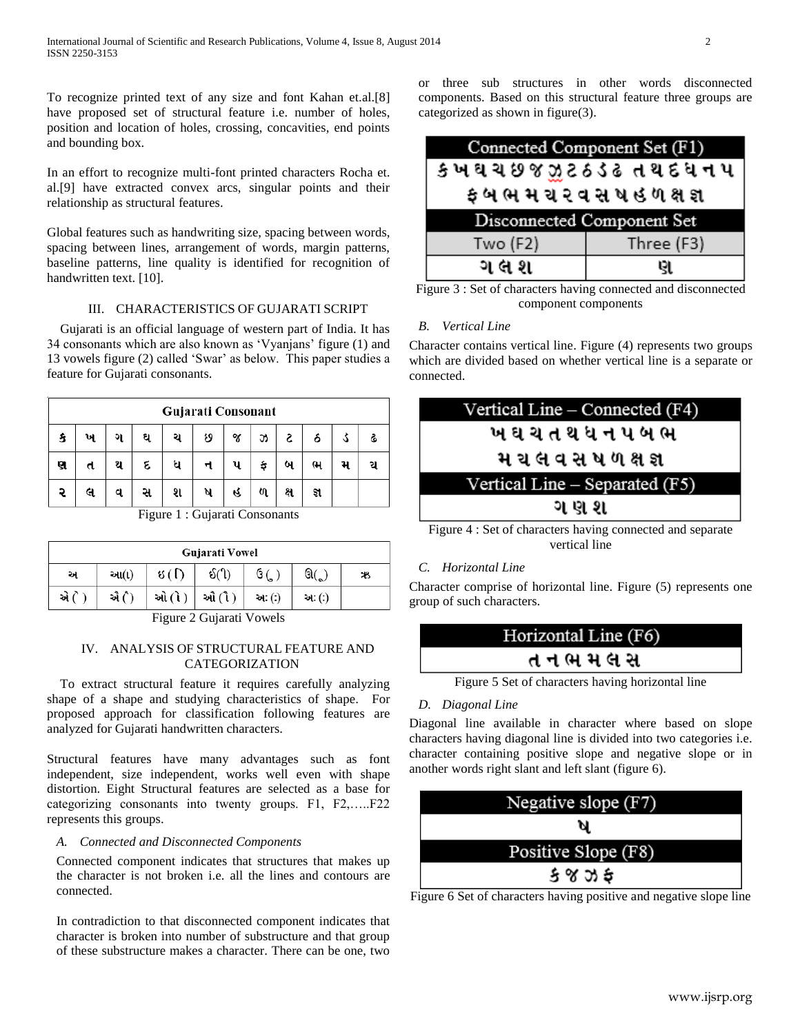To recognize printed text of any size and font Kahan et.al.[8] have proposed set of structural feature i.e. number of holes, position and location of holes, crossing, concavities, end points and bounding box.

In an effort to recognize multi-font printed characters Rocha et. al.[9] have extracted convex arcs, singular points and their relationship as structural features.

Global features such as handwriting size, spacing between words, spacing between lines, arrangement of words, margin patterns, baseline patterns, line quality is identified for recognition of handwritten text. [10].

## III. CHARACTERISTICS OF GUJARATI SCRIPT

Gujarati is an official language of western part of India. It has 34 consonants which are also known as 'Vyanjans' figure (1) and 13 vowels figure (2) called 'Swar' as below. This paper studies a feature for Gujarati consonants.

| Gujarati Consonant | | | | | | | | | | | |
|---|---|---|---|---|---|---|---|---|---|---|---|
| ક | ખ | ગ | ઘ | ચ | છ | જ | ઝ | ટ | ઠ | ડ | ઢ |
| ણ | ત | થ | દ | ધ | ન | પ | ફ | બ | ભ | મ | ય |
| ર | લ | વ | સ | શ | ષ | હ | ળ | ક્ષ | જ્ઞ | | |

Figure 1 : Gujarati Consonants

| Gujarati Vowel | | | | | | |
|---|---|---|---|---|---|---|
| અ | આ(ા) | ઇ (િ) | ઈ(ી) | ઉ (ુ) | ઊ(ૂ) | ઋ |
| એ (ે) | ઐ (ૈ) | ઓ (ો) | ઔ (ૌ) | અં (ં) | અઃ (ઃ) | |

Figure 2 Gujarati Vowels

## IV. ANALYSIS OF STRUCTURAL FEATURE AND CATEGORIZATION

To extract structural feature it requires carefully analyzing shape of a shape and studying characteristics of shape. For proposed approach for classification following features are analyzed for Gujarati handwritten characters.

Structural features have many advantages such as font independent, size independent, works well even with shape distortion. Eight Structural features are selected as a base for categorizing consonants into twenty groups. F1, F2,…..F22 represents this groups.

### *A. Connected and Disconnected Components*

Connected component indicates that structures that makes up the character is not broken i.e. all the lines and contours are connected.

In contradiction to that disconnected component indicates that character is broken into number of substructure and that group of these substructure makes a character. There can be one, two or three sub structures in other words disconnected components. Based on this structural feature three groups are categorized as shown in figure(3).

| Connected Component Set (F1) | |
|---|---|
| ક ખ ઘ ચ છ જ ઝ ટ ઠ ડ ઢ ત થ દ ધ ન પ ફ બ ભ મ ય ર વ સ ષ હ ળ ક્ષ જ્ઞ | |
| Disconnected Component Set | |
| Two (F2) | Three (F3) |
| ગ લ શ | ણ |

Figure 3 : Set of characters having connected and disconnected component components

### *B. Vertical Line*

Character contains vertical line. Figure (4) represents two groups which are divided based on whether vertical line is a separate or connected.

| Vertical Line – Connected (F4) |
|---|
| ખ ઘ ચ ત થ ધ ન પ બ ભ મ ય લ વ સ ષ ળ ક્ષ જ્ઞ |
| Vertical Line – Separated (F5) |
| ગ ણ શ |

Figure 4 : Set of characters having connected and separate vertical line

### *C. Horizontal Line*

Character comprise of horizontal line. Figure (5) represents one group of such characters.

| Horizontal Line (F6) |
|---|
| ત ન ભ મ લ સ |

Figure 5 Set of characters having horizontal line

### *D. Diagonal Line*

Diagonal line available in character where based on slope characters having diagonal line is divided into two categories i.e. character containing positive slope and negative slope or in another words right slant and left slant (figure 6).

| Negative slope (F7) |
|---|
| ષ |
| Positive Slope (F8) |
| ક જ ઝ ફ |

Figure 6 Set of characters having positive and negative slope line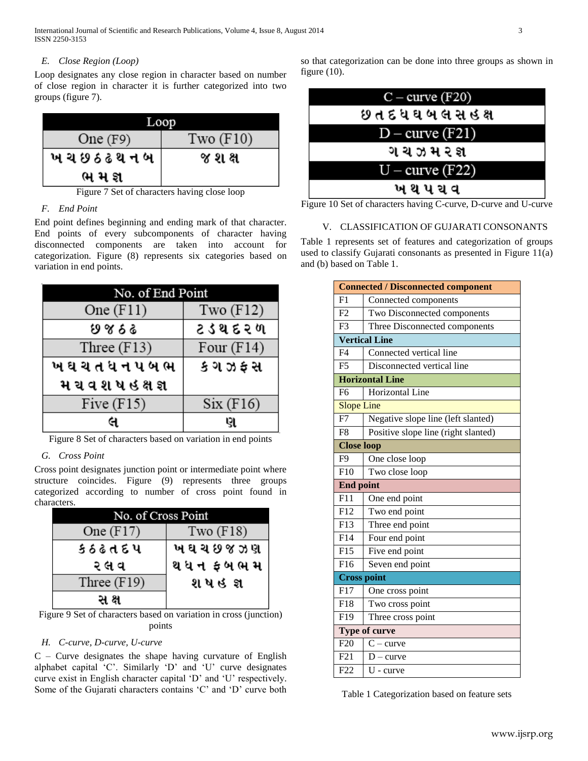### E. Close Region (Loop)

Loop designates any close region in character based on number of close region in character it is further categorized into two groups (figure 7).

| Loop | |
|---|---|
| One (F9) | Two (F10) |
| ખ ચ છ ઠ ઢ થ ન બ ભ મ જ્ઞ | જ શ ક્ષ |

Figure 7 Set of characters having close loop

### F. End Point

End point defines beginning and ending mark of that character. End points of every subcomponents of character having disconnected components are taken into account for categorization. Figure (8) represents six categories based on variation in end points.

| No. of End Point | |
|---|---|
| One (F11) | Two (F12) |
| છ જ ઠ ઢ | ટ ડ થ દ ર ળ |
| Three (F13) | Four (F14) |
| ખ ઘ ચ ત ધ ન પ બ ભ મ ય વ શ ષ હ ક્ષ જ્ઞ | ક ગ ઝ ફ સ |
| Five (F15) | Six (F16) |
| લ | ણ |

Figure 8 Set of characters based on variation in end points

### G. Cross Point

Cross point designates junction point or intermediate point where structure coincides. Figure (9) represents three groups categorized according to number of cross point found in characters.

| No. of Cross Point | |
|---|---|
| One (F17) | Two (F18) |
| ક ઠ ઢ ત દ પ ર લ વ | ખ ઘ ચ છ જ ઝ ણ થ ધ ન ફ બ ભ મ શ ષ હ જ્ઞ |
| Three (F19) | |
| સ ક્ષ | |

Figure 9 Set of characters based on variation in cross (junction) points

### H. C-curve, D-curve, U-curve

C – Curve designates the shape having curvature of English alphabet capital 'C'. Similarly 'D' and 'U' curve designates curve exist in English character capital 'D' and 'U' respectively. Some of the Gujarati characters contains 'C' and 'D' curve both so that categorization can be done into three groups as shown in figure (10).

| C – curve (F20) |
|---|
| છ ત દ ધ ઘ બ લ સ હ ક્ષ |
| D – curve (F21) |
| ગ ચ ઝ મ ર જ્ઞ |
| U – curve (F22) |
| ખ થ પ ય વ |

Figure 10 Set of characters having C-curve, D-curve and U-curve

## V. CLASSIFICATION OF GUJARATI CONSONANTS

Table 1 represents set of features and categorization of groups used to classify Gujarati consonants as presented in Figure 11(a) and (b) based on Table 1.

| **Connected / Disconnected component** | |
|---|---|
| F1 | Connected components |
| F2 | Two Disconnected components |
| F3 | Three Disconnected components |
| **Vertical Line** | |
| F4 | Connected vertical line |
| F5 | Disconnected vertical line |
| **Horizontal Line** | |
| F6 | Horizontal Line |
| Slope Line | |
| F7 | Negative slope line (left slanted) |
| F8 | Positive slope line (right slanted) |
| **Close loop** | |
| F9 | One close loop |
| F10 | Two close loop |
| **End point** | |
| F11 | One end point |
| F12 | Two end point |
| F13 | Three end point |
| F14 | Four end point |
| F15 | Five end point |
| F16 | Seven end point |
| **Cross point** | |
| F17 | One cross point |
| F18 | Two cross point |
| F19 | Three cross point |
| **Type of curve** | |
| F20 | C – curve |
| F21 | D – curve |
| F22 | U - curve |

Table 1 Categorization based on feature sets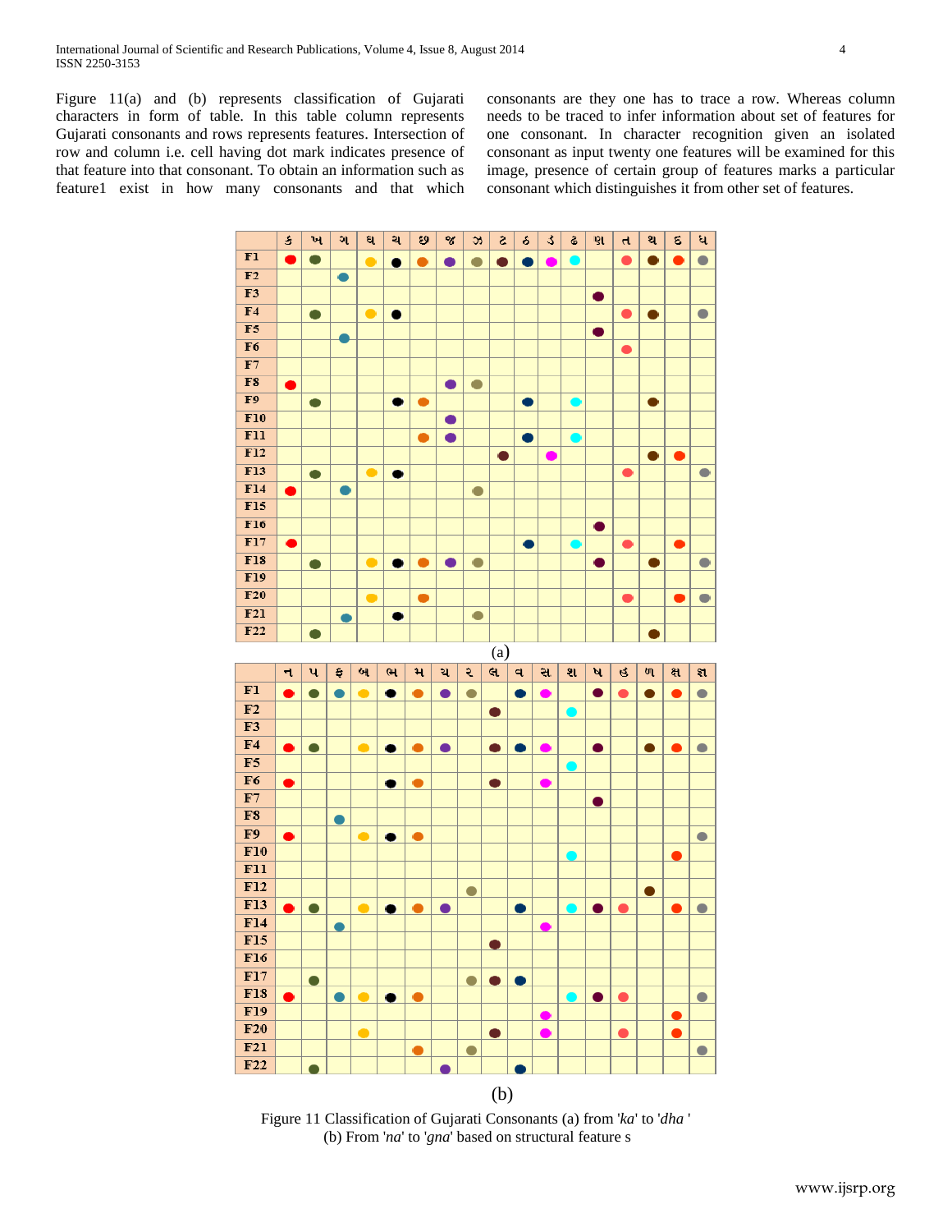Figure 11(a) and (b) represents classification of Gujarati characters in form of table. In this table column represents Gujarati consonants and rows represents features. Intersection of row and column i.e. cell having dot mark indicates presence of that feature into that consonant. To obtain an information such as feature1 exist in how many consonants and that which consonants are they one has to trace a row. Whereas column needs to be traced to infer information about set of features for one consonant. In character recognition given an isolated consonant as input twenty one features will be examined for this image, presence of certain group of features marks a particular consonant which distinguishes it from other set of features.

| | ક | ખ | ગ | ઘ | ચ | છ | જ | ઝ | ટ | ઠ | ડ | ઢ | ણ | ત | થ | દ | ધ |
|---|---|---|---|---|---|---|---|---|---|---|---|---|---|---|---|---|---|
| F1 | ● | ● | | ● | ● | ● | ● | ● | ● | ● | ● | ● | | ● | ● | ● | ● |
| F2 | | | ● | | | | | | | | | | | | | | |
| F3 | | | | | | | | | | | | | ● | | | | |
| F4 | | ● | | ● | ● | | | | | | | | | ● | ● | | ● |
| F5 | | | ● | | | | | | | | | | ● | | | | |
| F6 | | | | | | | | | | | | | | ● | | | |
| F7 | | | | | | | | | | | | | | | | | |
| F8 | ● | | | | | | ● | ● | | | | | | | | | |
| F9 | | ● | | | ● | ● | | | | ● | | ● | | | ● | | |
| F10 | | | | | | | ● | | | | | | | | | | |
| F11 | | | | | | ● | ● | | | ● | | ● | | | | | |
| F12 | | | | | | | | | ● | | ● | | | | ● | ● | |
| F13 | | ● | | ● | ● | | | | | | | | | ● | | | ● |
| F14 | ● | | ● | | | | | ● | | | | | | | | | |
| F15 | | | | | | | | | | | | | | | | | |
| F16 | | | | | | | | | | | | | ● | | | | |
| F17 | ● | | | | | | | | | ● | | ● | | ● | | ● | |
| F18 | | ● | | ● | ● | ● | ● | ● | | | | | ● | | ● | | ● |
| F19 | | | | | | | | | | | | | | | | | |
| F20 | | | | ● | | ● | | | | | | | | ● | | ● | ● |
| F21 | | | ● | | ● | | | ● | | | | | | | | | |
| F22 | | ● | | | | | | | | | | | | | ● | | |

(a)

| | ન | પ | ફ | બ | ભ | મ | ય | ર | લ | વ | સ | શ | ષ | હ | ળ | ક્ષ | જ્ઞ |
|---|---|---|---|---|---|---|---|---|---|---|---|---|---|---|---|---|---|
| F1 | ● | ● | ● | ● | ● | ● | ● | ● | | ● | ● | | ● | ● | ● | ● | ● |
| F2 | | | | | | | | | ● | | | ● | | | | | |
| F3 | | | | | | | | | | | | | | | | | |
| F4 | ● | ● | | ● | ● | ● | ● | | ● | ● | ● | | ● | | ● | ● | ● |
| F5 | | | | | | | | | | | | ● | | | | | |
| F6 | ● | | | | ● | ● | | | ● | | ● | | | | | | |
| F7 | | | | | | | | | | | | | ● | | | | |
| F8 | | | ● | | | | | | | | | | | | | | |
| F9 | ● | | | ● | ● | ● | | | | | | | | | | | ● |
| F10 | | | | | | | | | | | | ● | | | | ● | |
| F11 | | | | | | | | | | | | | | | | | |
| F12 | | | | | | | | ● | | | | | | | ● | | |
| F13 | ● | ● | | ● | ● | ● | ● | | | ● | | ● | ● | ● | | ● | ● |
| F14 | | | ● | | | | | | | | ● | | | | | | |
| F15 | | | | | | | | | ● | | | | | | | | |
| F16 | | | | | | | | | | | | | | | | | |
| F17 | | ● | | | | | | ● | ● | ● | | | | | | | |
| F18 | ● | | ● | ● | ● | ● | | | | | | ● | ● | ● | | | ● |
| F19 | | | | | | | | | | | ● | | | | | ● | |
| F20 | | | | ● | | | | | ● | | ● | | | ● | | ● | |
| F21 | | | | | | ● | | ● | | | | | | | | | ● |
| F22 | | ● | | | | | ● | | | ● | | | | | | | |

(b)

Figure 11 Classification of Gujarati Consonants (a) from '*ka*' to '*dha* ' (b) From '*na*' to '*gna*' based on structural feature s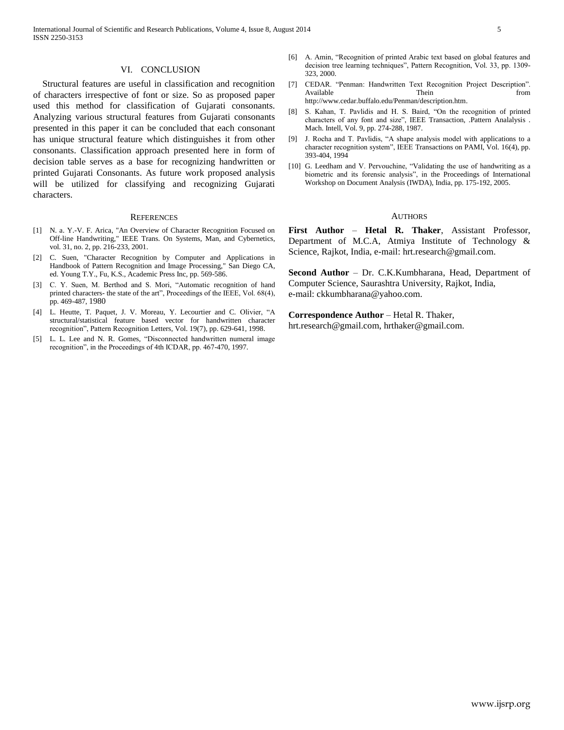## VI. CONCLUSION

Structural features are useful in classification and recognition of characters irrespective of font or size. So as proposed paper used this method for classification of Gujarati consonants. Analyzing various structural features from Gujarati consonants presented in this paper it can be concluded that each consonant has unique structural feature which distinguishes it from other consonants. Classification approach presented here in form of decision table serves as a base for recognizing handwritten or printed Gujarati Consonants. As future work proposed analysis will be utilized for classifying and recognizing Gujarati characters.

## REFERENCES

[1] N. a. Y.-V. F. Arica, "An Overview of Character Recognition Focused on Off-line Handwriting," IEEE Trans. On Systems, Man, and Cybernetics, vol. 31, no. 2, pp. 216-233, 2001.

[2] C. Suen, "Character Recognition by Computer and Applications in Handbook of Pattern Recognition and Image Processing," San Diego CA, ed. Young T.Y., Fu, K.S., Academic Press Inc, pp. 569-586.

[3] C. Y. Suen, M. Berthod and S. Mori, "Automatic recognition of hand printed characters- the state of the art", Proceedings of the IEEE, Vol. 68(4), pp. 469-487, 1980

[4] L. Heutte, T. Paquet, J. V. Moreau, Y. Lecourtier and C. Olivier, "A structural/statistical feature based vector for handwritten character recognition", Pattern Recognition Letters, Vol. 19(7), pp. 629-641, 1998.

[5] L. L. Lee and N. R. Gomes, "Disconnected handwritten numeral image recognition", in the Proceedings of 4th ICDAR, pp. 467-470, 1997.

[6] A. Amin, "Recognition of printed Arabic text based on global features and decision tree learning techniques", Pattern Recognition, Vol. 33, pp. 1309-323, 2000.

[7] CEDAR. "Penman: Handwritten Text Recognition Project Description". Available Thein from http://www.cedar.buffalo.edu/Penman/description.htm.

[8] S. Kahan, T. Pavlidis and H. S. Baird, "On the recognition of printed characters of any font and size", IEEE Transaction, .Pattern Analalysis . Mach. Intell, Vol. 9, pp. 274-288, 1987.

[9] J. Rocha and T. Pavlidis, "A shape analysis model with applications to a character recognition system", IEEE Transactions on PAMI, Vol. 16(4), pp. 393-404, 1994

[10] G. Leedham and V. Pervouchine, "Validating the use of handwriting as a biometric and its forensic analysis", in the Proceedings of International Workshop on Document Analysis (IWDA), India, pp. 175-192, 2005.

## AUTHORS

**First Author** – **Hetal R. Thaker**, Assistant Professor, Department of M.C.A, Atmiya Institute of Technology & Science, Rajkot, India, e-mail: hrt.research@gmail.com.

**Second Author** – Dr. C.K.Kumbharana, Head, Department of Computer Science, Saurashtra University, Rajkot, India, e-mail: ckkumbharana@yahoo.com.

**Correspondence Author** – Hetal R. Thaker, hrt.research@gmail.com, hrthaker@gmail.com.